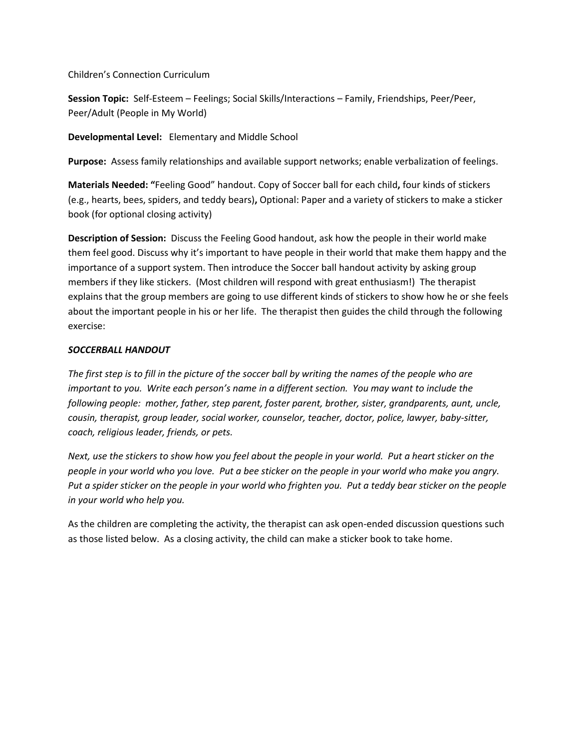Children's Connection Curriculum

**Session Topic:** Self-Esteem – Feelings; Social Skills/Interactions – Family, Friendships, Peer/Peer, Peer/Adult (People in My World)

**Developmental Level:** Elementary and Middle School

**Purpose:** Assess family relationships and available support networks; enable verbalization of feelings.

**Materials Needed: "**Feeling Good" handout. Copy of Soccer ball for each child**,** four kinds of stickers (e.g., hearts, bees, spiders, and teddy bears)**,** Optional: Paper and a variety of stickers to make a sticker book (for optional closing activity)

**Description of Session:** Discuss the Feeling Good handout, ask how the people in their world make them feel good. Discuss why it's important to have people in their world that make them happy and the importance of a support system. Then introduce the Soccer ball handout activity by asking group members if they like stickers. (Most children will respond with great enthusiasm!) The therapist explains that the group members are going to use different kinds of stickers to show how he or she feels about the important people in his or her life. The therapist then guides the child through the following exercise:

***SOCCERBALL HANDOUT***

*The first step is to fill in the picture of the soccer ball by writing the names of the people who are important to you. Write each person's name in a different section. You may want to include the following people: mother, father, step parent, foster parent, brother, sister, grandparents, aunt, uncle, cousin, therapist, group leader, social worker, counselor, teacher, doctor, police, lawyer, baby-sitter, coach, religious leader, friends, or pets.*

*Next, use the stickers to show how you feel about the people in your world. Put a heart sticker on the people in your world who you love. Put a bee sticker on the people in your world who make you angry. Put a spider sticker on the people in your world who frighten you. Put a teddy bear sticker on the people in your world who help you.*

As the children are completing the activity, the therapist can ask open-ended discussion questions such as those listed below. As a closing activity, the child can make a sticker book to take home.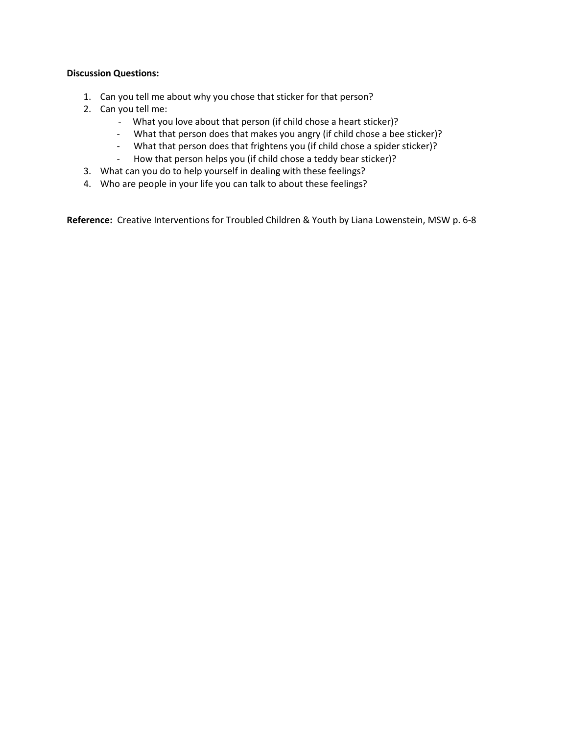**Discussion Questions:**

1. Can you tell me about why you chose that sticker for that person?
2. Can you tell me:
   - What you love about that person (if child chose a heart sticker)?
   - What that person does that makes you angry (if child chose a bee sticker)?
   - What that person does that frightens you (if child chose a spider sticker)?
   - How that person helps you (if child chose a teddy bear sticker)?
3. What can you do to help yourself in dealing with these feelings?
4. Who are people in your life you can talk to about these feelings?

**Reference:** Creative Interventions for Troubled Children & Youth by Liana Lowenstein, MSW p. 6-8